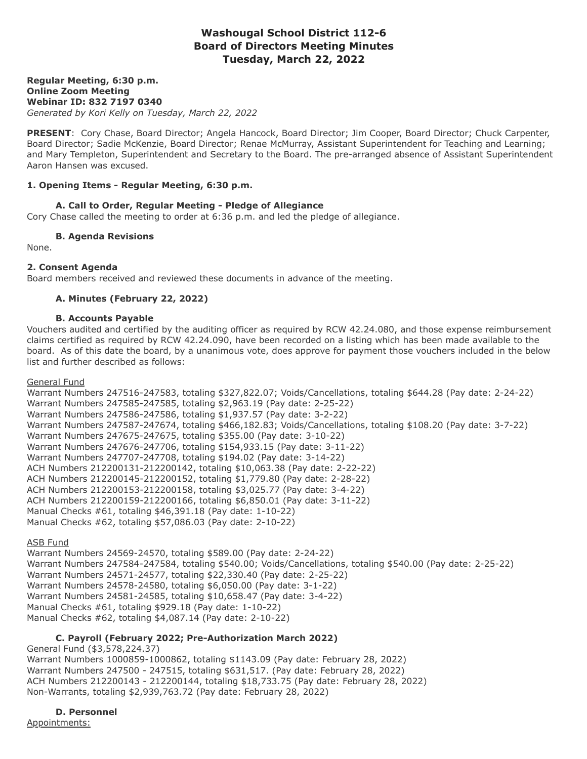# Washougal School District 112-6
# Board of Directors Meeting Minutes
# Tuesday, March 22, 2022

**Regular Meeting, 6:30 p.m.**
**Online Zoom Meeting**
**Webinar ID: 832 7197 0340**
*Generated by Kori Kelly on Tuesday, March 22, 2022*

**PRESENT**: Cory Chase, Board Director; Angela Hancock, Board Director; Jim Cooper, Board Director; Chuck Carpenter, Board Director; Sadie McKenzie, Board Director; Renae McMurray, Assistant Superintendent for Teaching and Learning; and Mary Templeton, Superintendent and Secretary to the Board. The pre-arranged absence of Assistant Superintendent Aaron Hansen was excused.

## 1. Opening Items - Regular Meeting, 6:30 p.m.

### A. Call to Order, Regular Meeting - Pledge of Allegiance

Cory Chase called the meeting to order at 6:36 p.m. and led the pledge of allegiance.

### B. Agenda Revisions

None.

## 2. Consent Agenda

Board members received and reviewed these documents in advance of the meeting.

### A. Minutes (February 22, 2022)

### B. Accounts Payable

Vouchers audited and certified by the auditing officer as required by RCW 42.24.080, and those expense reimbursement claims certified as required by RCW 42.24.090, have been recorded on a listing which has been made available to the board. As of this date the board, by a unanimous vote, does approve for payment those vouchers included in the below list and further described as follows:

General Fund

Warrant Numbers 247516-247583, totaling $327,822.07; Voids/Cancellations, totaling $644.28 (Pay date: 2-24-22)
Warrant Numbers 247585-247585, totaling $2,963.19 (Pay date: 2-25-22)
Warrant Numbers 247586-247586, totaling $1,937.57 (Pay date: 3-2-22)
Warrant Numbers 247587-247674, totaling $466,182.83; Voids/Cancellations, totaling $108.20 (Pay date: 3-7-22)
Warrant Numbers 247675-247675, totaling $355.00 (Pay date: 3-10-22)
Warrant Numbers 247676-247706, totaling $154,933.15 (Pay date: 3-11-22)
Warrant Numbers 247707-247708, totaling $194.02 (Pay date: 3-14-22)
ACH Numbers 212200131-212200142, totaling $10,063.38 (Pay date: 2-22-22)
ACH Numbers 212200145-212200152, totaling $1,779.80 (Pay date: 2-28-22)
ACH Numbers 212200153-212200158, totaling $3,025.77 (Pay date: 3-4-22)
ACH Numbers 212200159-212200166, totaling $6,850.01 (Pay date: 3-11-22)
Manual Checks #61, totaling $46,391.18 (Pay date: 1-10-22)
Manual Checks #62, totaling $57,086.03 (Pay date: 2-10-22)

ASB Fund

Warrant Numbers 24569-24570, totaling $589.00 (Pay date: 2-24-22)
Warrant Numbers 247584-247584, totaling $540.00; Voids/Cancellations, totaling $540.00 (Pay date: 2-25-22)
Warrant Numbers 24571-24577, totaling $22,330.40 (Pay date: 2-25-22)
Warrant Numbers 24578-24580, totaling $6,050.00 (Pay date: 3-1-22)
Warrant Numbers 24581-24585, totaling $10,658.47 (Pay date: 3-4-22)
Manual Checks #61, totaling $929.18 (Pay date: 1-10-22)
Manual Checks #62, totaling $4,087.14 (Pay date: 2-10-22)

### C. Payroll (February 2022; Pre-Authorization March 2022)

General Fund ($3,578,224.37)

Warrant Numbers 1000859-1000862, totaling $1143.09 (Pay date: February 28, 2022)
Warrant Numbers 247500 - 247515, totaling $631,517. (Pay date: February 28, 2022)
ACH Numbers 212200143 - 212200144, totaling $18,733.75 (Pay date: February 28, 2022)
Non-Warrants, totaling $2,939,763.72 (Pay date: February 28, 2022)

### D. Personnel

Appointments: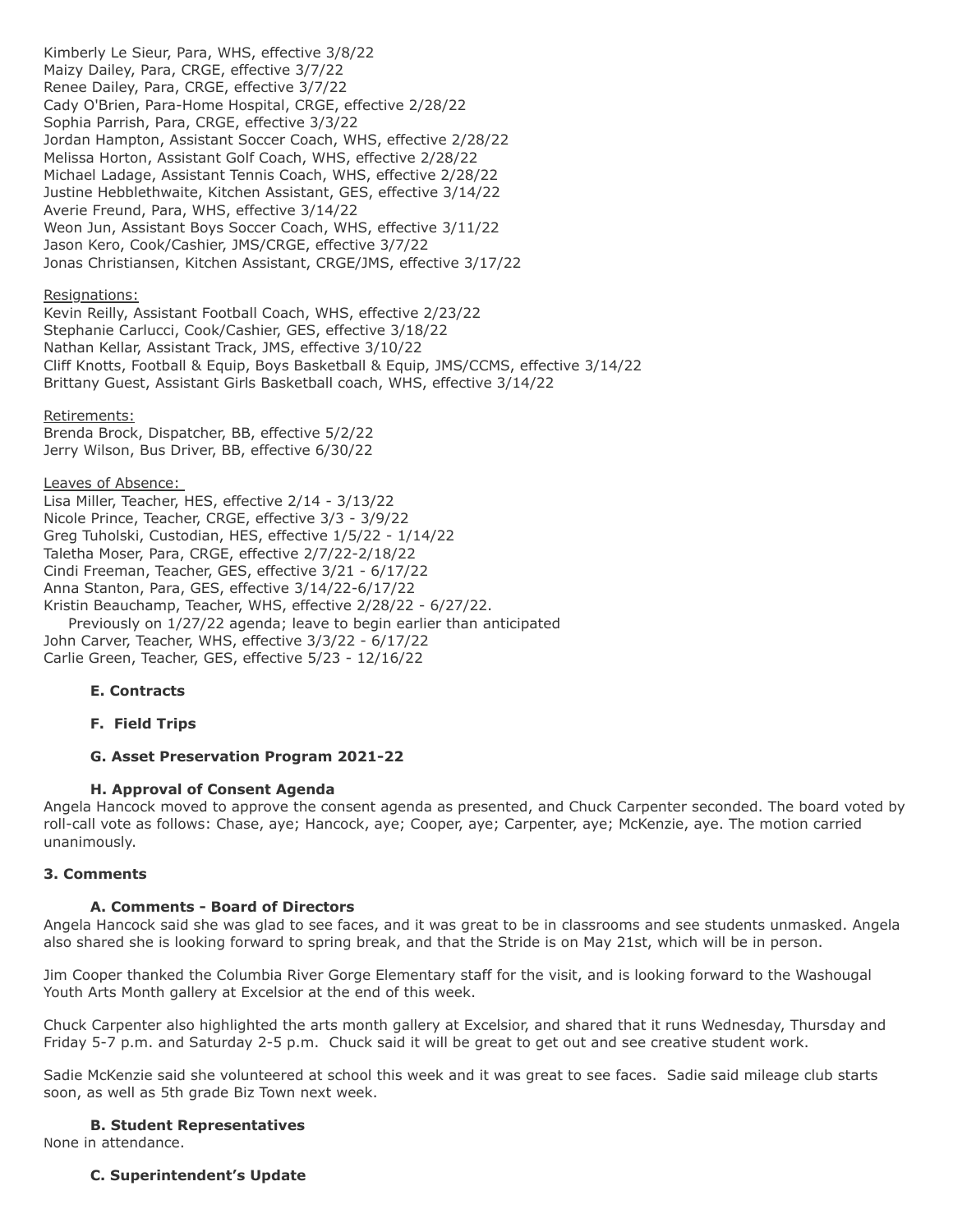Kimberly Le Sieur, Para, WHS, effective 3/8/22
Maizy Dailey, Para, CRGE, effective 3/7/22
Renee Dailey, Para, CRGE, effective 3/7/22
Cady O'Brien, Para-Home Hospital, CRGE, effective 2/28/22
Sophia Parrish, Para, CRGE, effective 3/3/22
Jordan Hampton, Assistant Soccer Coach, WHS, effective 2/28/22
Melissa Horton, Assistant Golf Coach, WHS, effective 2/28/22
Michael Ladage, Assistant Tennis Coach, WHS, effective 2/28/22
Justine Hebblethwaite, Kitchen Assistant, GES, effective 3/14/22
Averie Freund, Para, WHS, effective 3/14/22
Weon Jun, Assistant Boys Soccer Coach, WHS, effective 3/11/22
Jason Kero, Cook/Cashier, JMS/CRGE, effective 3/7/22
Jonas Christiansen, Kitchen Assistant, CRGE/JMS, effective 3/17/22

Resignations:
Kevin Reilly, Assistant Football Coach, WHS, effective 2/23/22
Stephanie Carlucci, Cook/Cashier, GES, effective 3/18/22
Nathan Kellar, Assistant Track, JMS, effective 3/10/22
Cliff Knotts, Football & Equip, Boys Basketball & Equip, JMS/CCMS, effective 3/14/22
Brittany Guest, Assistant Girls Basketball coach, WHS, effective 3/14/22

Retirements:
Brenda Brock, Dispatcher, BB, effective 5/2/22
Jerry Wilson, Bus Driver, BB, effective 6/30/22

Leaves of Absence:
Lisa Miller, Teacher, HES, effective 2/14 - 3/13/22
Nicole Prince, Teacher, CRGE, effective 3/3 - 3/9/22
Greg Tuholski, Custodian, HES, effective 1/5/22 - 1/14/22
Taletha Moser, Para, CRGE, effective 2/7/22-2/18/22
Cindi Freeman, Teacher, GES, effective 3/21 - 6/17/22
Anna Stanton, Para, GES, effective 3/14/22-6/17/22
Kristin Beauchamp, Teacher, WHS, effective 2/28/22 - 6/27/22.
Previously on 1/27/22 agenda; leave to begin earlier than anticipated
John Carver, Teacher, WHS, effective 3/3/22 - 6/17/22
Carlie Green, Teacher, GES, effective 5/23 - 12/16/22

**E. Contracts**

**F. Field Trips**

**G. Asset Preservation Program 2021-22**

**H. Approval of Consent Agenda**

Angela Hancock moved to approve the consent agenda as presented, and Chuck Carpenter seconded. The board voted by roll-call vote as follows: Chase, aye; Hancock, aye; Cooper, aye; Carpenter, aye; McKenzie, aye. The motion carried unanimously.

**3. Comments**

**A. Comments - Board of Directors**

Angela Hancock said she was glad to see faces, and it was great to be in classrooms and see students unmasked. Angela also shared she is looking forward to spring break, and that the Stride is on May 21st, which will be in person.

Jim Cooper thanked the Columbia River Gorge Elementary staff for the visit, and is looking forward to the Washougal Youth Arts Month gallery at Excelsior at the end of this week.

Chuck Carpenter also highlighted the arts month gallery at Excelsior, and shared that it runs Wednesday, Thursday and Friday 5-7 p.m. and Saturday 2-5 p.m. Chuck said it will be great to get out and see creative student work.

Sadie McKenzie said she volunteered at school this week and it was great to see faces. Sadie said mileage club starts soon, as well as 5th grade Biz Town next week.

**B. Student Representatives**

None in attendance.

**C. Superintendent's Update**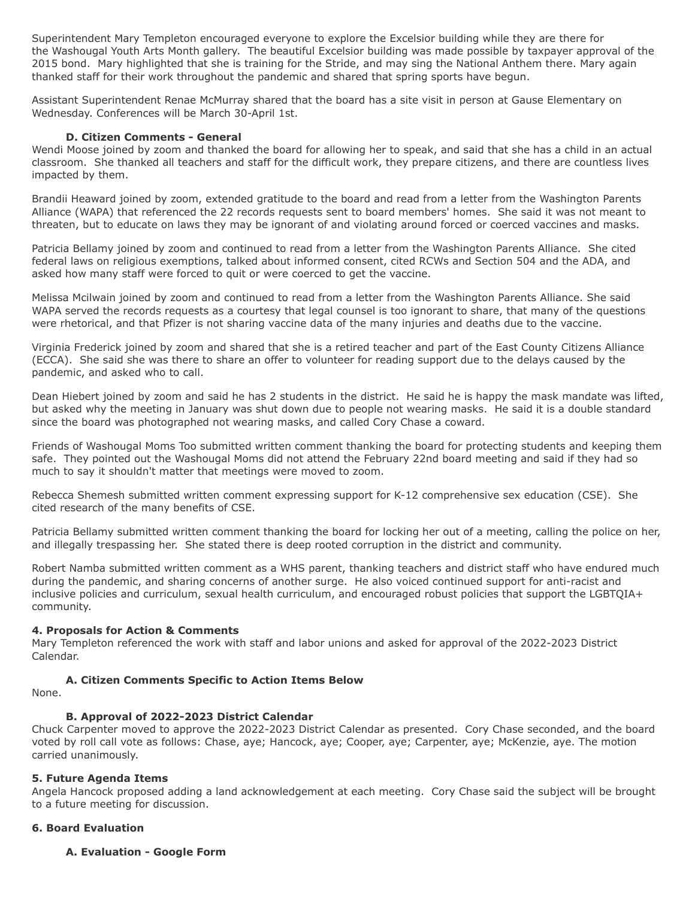Superintendent Mary Templeton encouraged everyone to explore the Excelsior building while they are there for the Washougal Youth Arts Month gallery. The beautiful Excelsior building was made possible by taxpayer approval of the 2015 bond. Mary highlighted that she is training for the Stride, and may sing the National Anthem there. Mary again thanked staff for their work throughout the pandemic and shared that spring sports have begun.

Assistant Superintendent Renae McMurray shared that the board has a site visit in person at Gause Elementary on Wednesday. Conferences will be March 30-April 1st.

### D. Citizen Comments - General

Wendi Moose joined by zoom and thanked the board for allowing her to speak, and said that she has a child in an actual classroom. She thanked all teachers and staff for the difficult work, they prepare citizens, and there are countless lives impacted by them.

Brandii Heaward joined by zoom, extended gratitude to the board and read from a letter from the Washington Parents Alliance (WAPA) that referenced the 22 records requests sent to board members' homes. She said it was not meant to threaten, but to educate on laws they may be ignorant of and violating around forced or coerced vaccines and masks.

Patricia Bellamy joined by zoom and continued to read from a letter from the Washington Parents Alliance. She cited federal laws on religious exemptions, talked about informed consent, cited RCWs and Section 504 and the ADA, and asked how many staff were forced to quit or were coerced to get the vaccine.

Melissa Mcilwain joined by zoom and continued to read from a letter from the Washington Parents Alliance. She said WAPA served the records requests as a courtesy that legal counsel is too ignorant to share, that many of the questions were rhetorical, and that Pfizer is not sharing vaccine data of the many injuries and deaths due to the vaccine.

Virginia Frederick joined by zoom and shared that she is a retired teacher and part of the East County Citizens Alliance (ECCA). She said she was there to share an offer to volunteer for reading support due to the delays caused by the pandemic, and asked who to call.

Dean Hiebert joined by zoom and said he has 2 students in the district. He said he is happy the mask mandate was lifted, but asked why the meeting in January was shut down due to people not wearing masks. He said it is a double standard since the board was photographed not wearing masks, and called Cory Chase a coward.

Friends of Washougal Moms Too submitted written comment thanking the board for protecting students and keeping them safe. They pointed out the Washougal Moms did not attend the February 22nd board meeting and said if they had so much to say it shouldn't matter that meetings were moved to zoom.

Rebecca Shemesh submitted written comment expressing support for K-12 comprehensive sex education (CSE). She cited research of the many benefits of CSE.

Patricia Bellamy submitted written comment thanking the board for locking her out of a meeting, calling the police on her, and illegally trespassing her. She stated there is deep rooted corruption in the district and community.

Robert Namba submitted written comment as a WHS parent, thanking teachers and district staff who have endured much during the pandemic, and sharing concerns of another surge. He also voiced continued support for anti-racist and inclusive policies and curriculum, sexual health curriculum, and encouraged robust policies that support the LGBTQIA+ community.

## 4. Proposals for Action & Comments

Mary Templeton referenced the work with staff and labor unions and asked for approval of the 2022-2023 District Calendar.

### A. Citizen Comments Specific to Action Items Below

None.

### B. Approval of 2022-2023 District Calendar

Chuck Carpenter moved to approve the 2022-2023 District Calendar as presented. Cory Chase seconded, and the board voted by roll call vote as follows: Chase, aye; Hancock, aye; Cooper, aye; Carpenter, aye; McKenzie, aye. The motion carried unanimously.

## 5. Future Agenda Items

Angela Hancock proposed adding a land acknowledgement at each meeting. Cory Chase said the subject will be brought to a future meeting for discussion.

## 6. Board Evaluation

### A. Evaluation - Google Form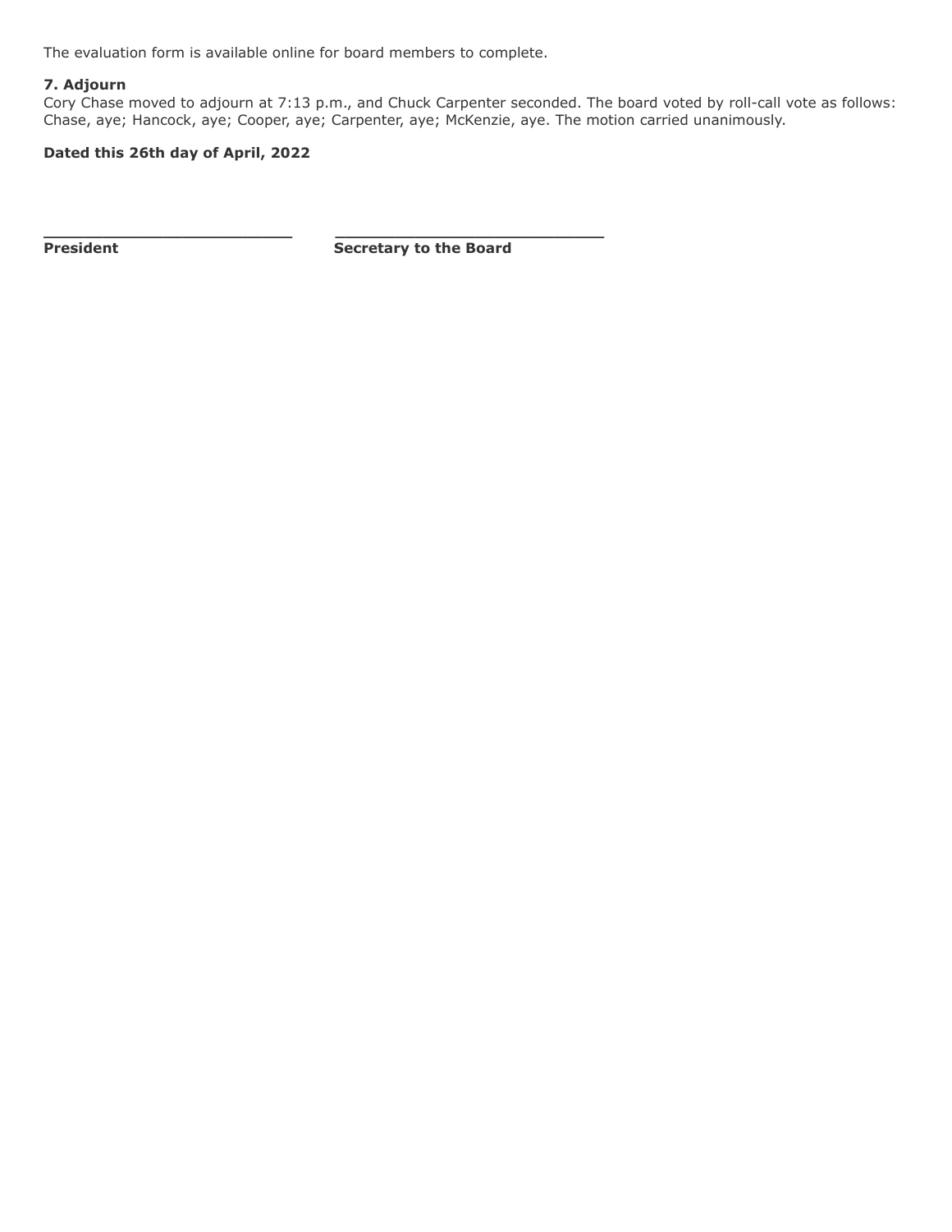The evaluation form is available online for board members to complete.

**7. Adjourn**

Cory Chase moved to adjourn at 7:13 p.m., and Chuck Carpenter seconded. The board voted by roll-call vote as follows: Chase, aye; Hancock, aye; Cooper, aye; Carpenter, aye; McKenzie, aye. The motion carried unanimously.

**Dated this 26th day of April, 2022**

| | |
|---|---|
| ___________________________ | _____________________________ |
| **President** | **Secretary to the Board** |